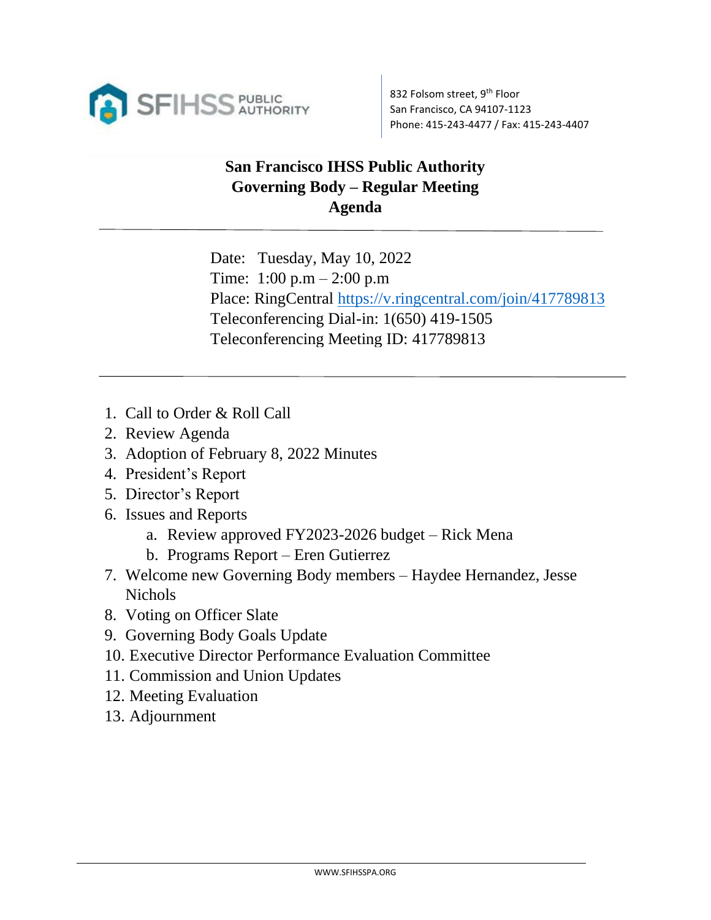SFIHSS PUBLIC AUTHORITY

832 Folsom street, 9th Floor
San Francisco, CA 94107-1123
Phone: 415-243-4477 / Fax: 415-243-4407

# San Francisco IHSS Public Authority
## Governing Body – Regular Meeting
## Agenda

---

Date: Tuesday, May 10, 2022
Time: 1:00 p.m – 2:00 p.m
Place: RingCentral https://v.ringcentral.com/join/417789813
Teleconferencing Dial-in: 1(650) 419-1505
Teleconferencing Meeting ID: 417789813

---

1. Call to Order & Roll Call
2. Review Agenda
3. Adoption of February 8, 2022 Minutes
4. President's Report
5. Director's Report
6. Issues and Reports
   a. Review approved FY2023-2026 budget – Rick Mena
   b. Programs Report – Eren Gutierrez
7. Welcome new Governing Body members – Haydee Hernandez, Jesse Nichols
8. Voting on Officer Slate
9. Governing Body Goals Update
10. Executive Director Performance Evaluation Committee
11. Commission and Union Updates
12. Meeting Evaluation
13. Adjournment

WWW.SFIHSSPA.ORG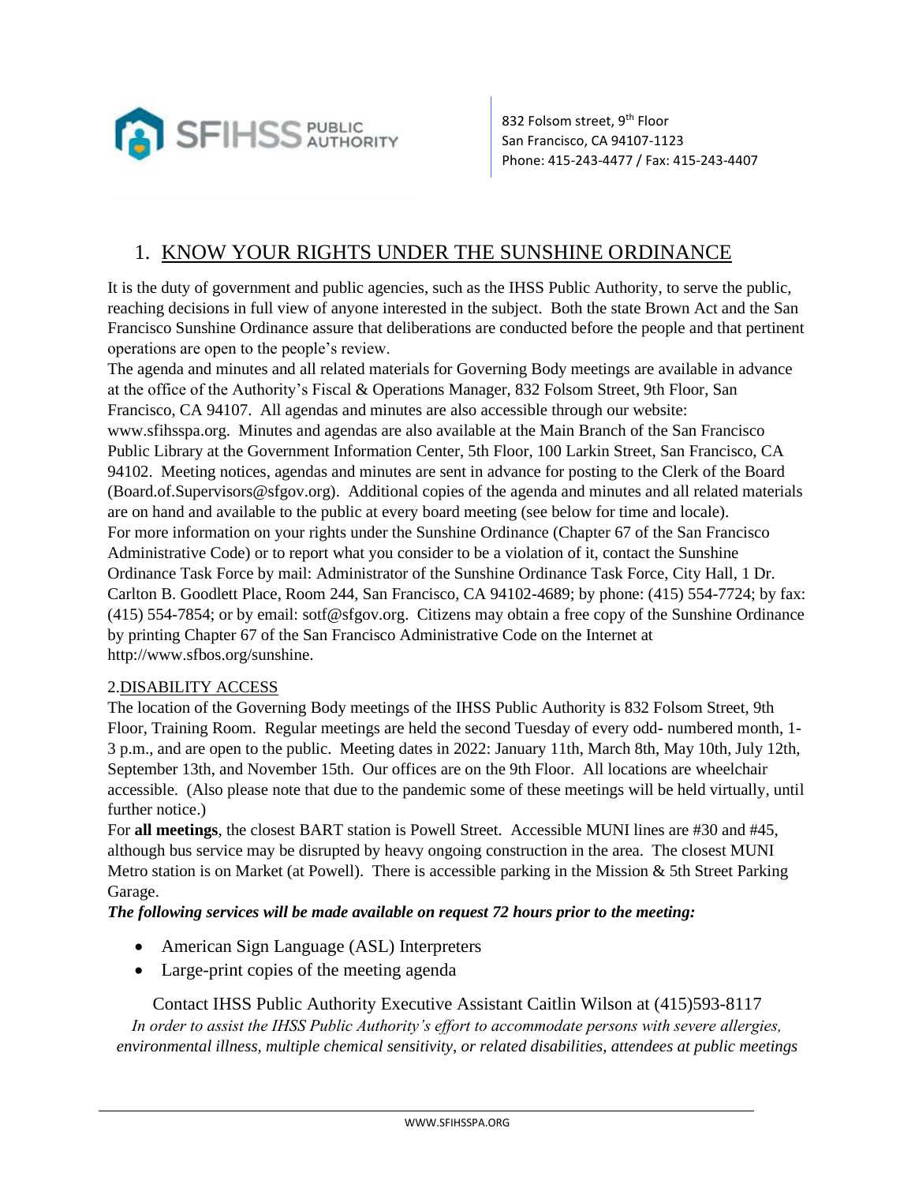SFIHSS PUBLIC AUTHORITY

832 Folsom street, 9th Floor
San Francisco, CA 94107-1123
Phone: 415-243-4477 / Fax: 415-243-4407

## 1. KNOW YOUR RIGHTS UNDER THE SUNSHINE ORDINANCE

It is the duty of government and public agencies, such as the IHSS Public Authority, to serve the public, reaching decisions in full view of anyone interested in the subject. Both the state Brown Act and the San Francisco Sunshine Ordinance assure that deliberations are conducted before the people and that pertinent operations are open to the people's review.

The agenda and minutes and all related materials for Governing Body meetings are available in advance at the office of the Authority's Fiscal & Operations Manager, 832 Folsom Street, 9th Floor, San Francisco, CA 94107. All agendas and minutes are also accessible through our website: www.sfihsspa.org. Minutes and agendas are also available at the Main Branch of the San Francisco Public Library at the Government Information Center, 5th Floor, 100 Larkin Street, San Francisco, CA 94102. Meeting notices, agendas and minutes are sent in advance for posting to the Clerk of the Board (Board.of.Supervisors@sfgov.org). Additional copies of the agenda and minutes and all related materials are on hand and available to the public at every board meeting (see below for time and locale).

For more information on your rights under the Sunshine Ordinance (Chapter 67 of the San Francisco Administrative Code) or to report what you consider to be a violation of it, contact the Sunshine Ordinance Task Force by mail: Administrator of the Sunshine Ordinance Task Force, City Hall, 1 Dr. Carlton B. Goodlett Place, Room 244, San Francisco, CA 94102-4689; by phone: (415) 554-7724; by fax: (415) 554-7854; or by email: sotf@sfgov.org. Citizens may obtain a free copy of the Sunshine Ordinance by printing Chapter 67 of the San Francisco Administrative Code on the Internet at http://www.sfbos.org/sunshine.

## 2. DISABILITY ACCESS

The location of the Governing Body meetings of the IHSS Public Authority is 832 Folsom Street, 9th Floor, Training Room. Regular meetings are held the second Tuesday of every odd- numbered month, 1-3 p.m., and are open to the public. Meeting dates in 2022: January 11th, March 8th, May 10th, July 12th, September 13th, and November 15th. Our offices are on the 9th Floor. All locations are wheelchair accessible. (Also please note that due to the pandemic some of these meetings will be held virtually, until further notice.)

For **all meetings**, the closest BART station is Powell Street. Accessible MUNI lines are #30 and #45, although bus service may be disrupted by heavy ongoing construction in the area. The closest MUNI Metro station is on Market (at Powell). There is accessible parking in the Mission & 5th Street Parking Garage.

***The following services will be made available on request 72 hours prior to the meeting:***

- American Sign Language (ASL) Interpreters
- Large-print copies of the meeting agenda

Contact IHSS Public Authority Executive Assistant Caitlin Wilson at (415)593-8117

*In order to assist the IHSS Public Authority's effort to accommodate persons with severe allergies, environmental illness, multiple chemical sensitivity, or related disabilities, attendees at public meetings*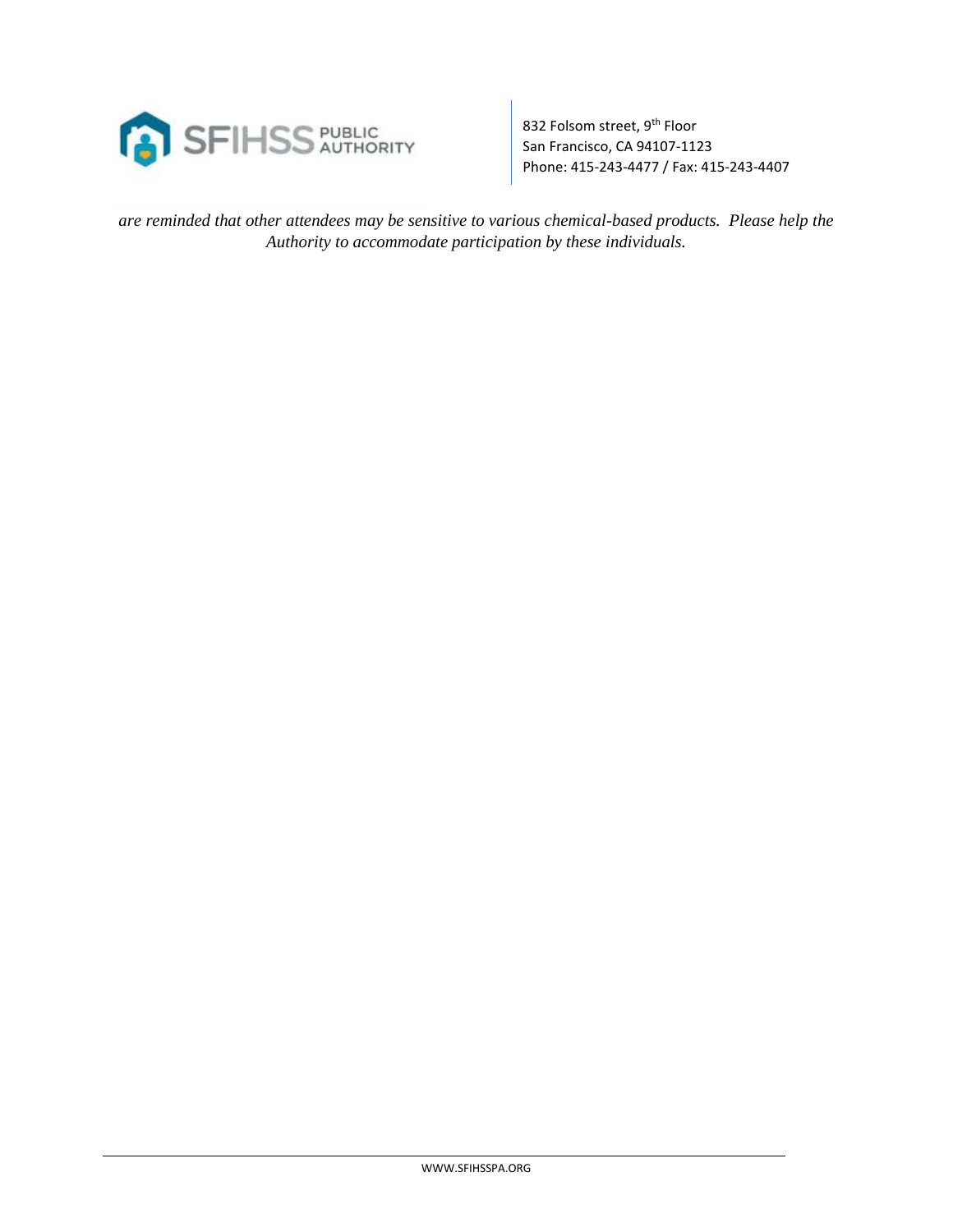*are reminded that other attendees may be sensitive to various chemical-based products. Please help the Authority to accommodate participation by these individuals.*